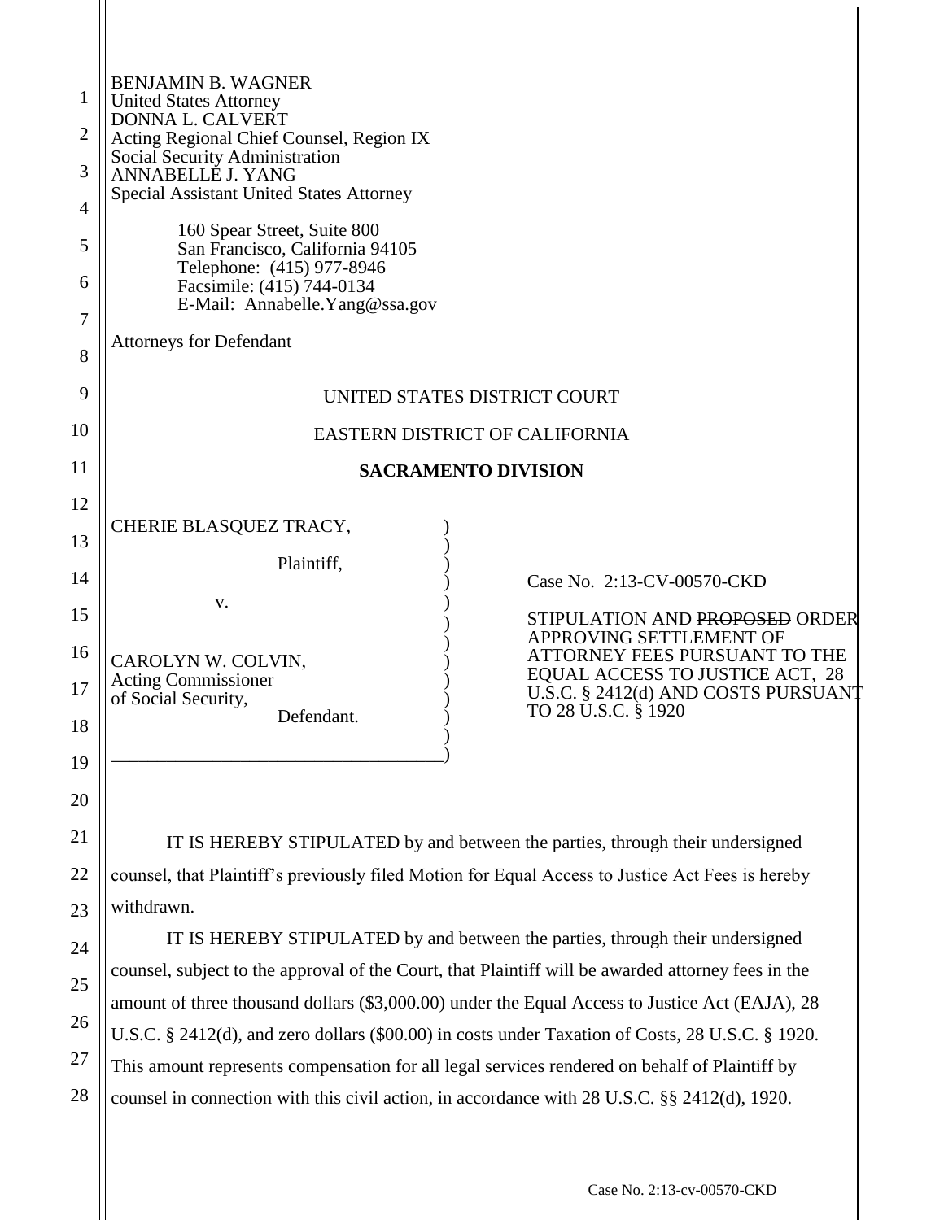BENJAMIN B. WAGNER
United States Attorney
DONNA L. CALVERT
Acting Regional Chief Counsel, Region IX
Social Security Administration
ANNABELLE J. YANG
Special Assistant United States Attorney

160 Spear Street, Suite 800
San Francisco, California 94105
Telephone: (415) 977-8946
Facsimile: (415) 744-0134
E-Mail: Annabelle.Yang@ssa.gov

Attorneys for Defendant

UNITED STATES DISTRICT COURT

EASTERN DISTRICT OF CALIFORNIA

**SACRAMENTO DIVISION**

CHERIE BLASQUEZ TRACY,

Plaintiff,

v.

CAROLYN W. COLVIN,
Acting Commissioner
of Social Security,
Defendant.

Case No. 2:13-CV-00570-CKD

STIPULATION AND ~~PROPOSED~~ ORDER APPROVING SETTLEMENT OF ATTORNEY FEES PURSUANT TO THE EQUAL ACCESS TO JUSTICE ACT, 28 U.S.C. § 2412(d) AND COSTS PURSUANT TO 28 U.S.C. § 1920

IT IS HEREBY STIPULATED by and between the parties, through their undersigned counsel, that Plaintiff's previously filed Motion for Equal Access to Justice Act Fees is hereby withdrawn.

IT IS HEREBY STIPULATED by and between the parties, through their undersigned counsel, subject to the approval of the Court, that Plaintiff will be awarded attorney fees in the amount of three thousand dollars ($3,000.00) under the Equal Access to Justice Act (EAJA), 28 U.S.C. § 2412(d), and zero dollars ($00.00) in costs under Taxation of Costs, 28 U.S.C. § 1920. This amount represents compensation for all legal services rendered on behalf of Plaintiff by counsel in connection with this civil action, in accordance with 28 U.S.C. §§ 2412(d), 1920.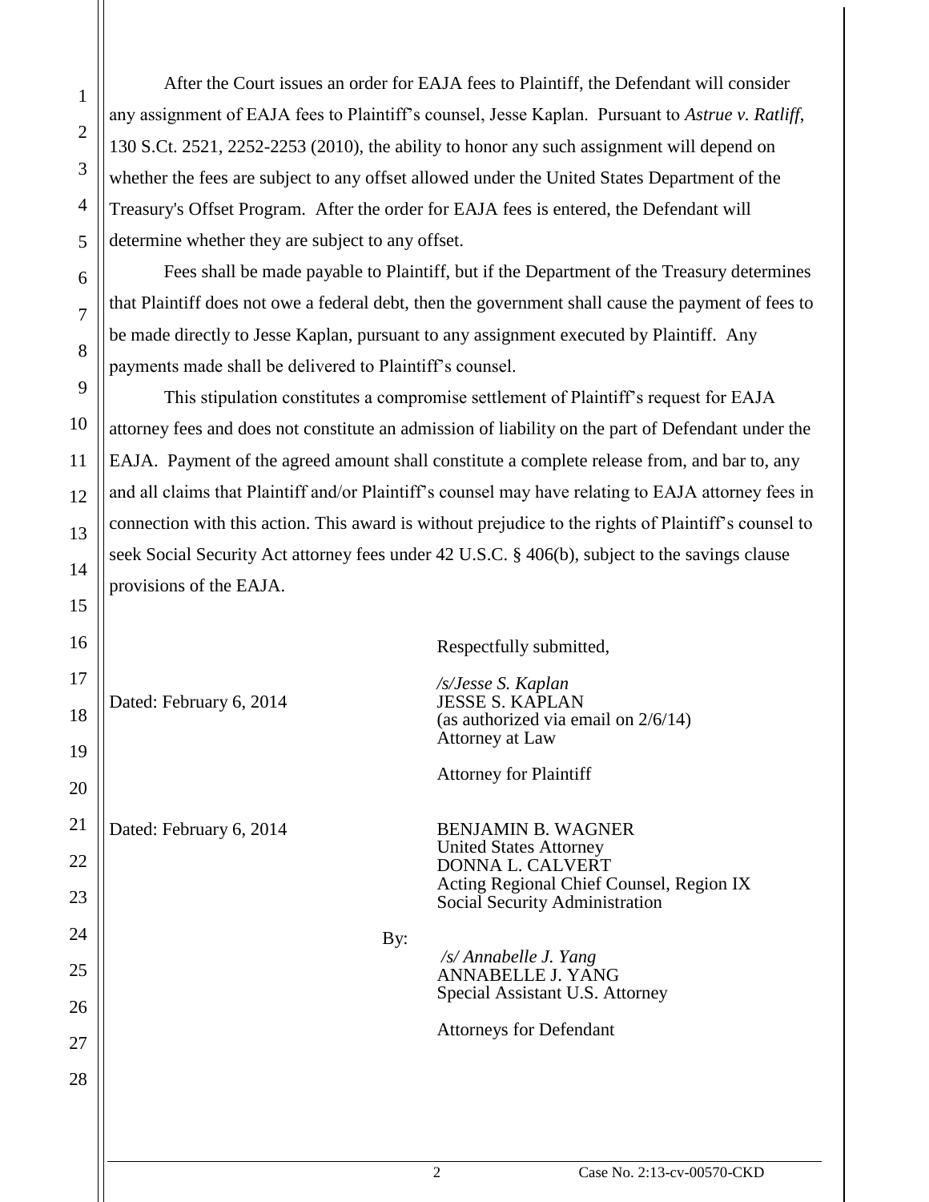After the Court issues an order for EAJA fees to Plaintiff, the Defendant will consider any assignment of EAJA fees to Plaintiff's counsel, Jesse Kaplan. Pursuant to *Astrue v. Ratliff*, 130 S.Ct. 2521, 2252-2253 (2010), the ability to honor any such assignment will depend on whether the fees are subject to any offset allowed under the United States Department of the Treasury's Offset Program. After the order for EAJA fees is entered, the Defendant will determine whether they are subject to any offset.

Fees shall be made payable to Plaintiff, but if the Department of the Treasury determines that Plaintiff does not owe a federal debt, then the government shall cause the payment of fees to be made directly to Jesse Kaplan, pursuant to any assignment executed by Plaintiff. Any payments made shall be delivered to Plaintiff's counsel.

This stipulation constitutes a compromise settlement of Plaintiff's request for EAJA attorney fees and does not constitute an admission of liability on the part of Defendant under the EAJA. Payment of the agreed amount shall constitute a complete release from, and bar to, any and all claims that Plaintiff and/or Plaintiff's counsel may have relating to EAJA attorney fees in connection with this action. This award is without prejudice to the rights of Plaintiff's counsel to seek Social Security Act attorney fees under 42 U.S.C. § 406(b), subject to the savings clause provisions of the EAJA.

Respectfully submitted,

Dated: February 6, 2014

*/s/Jesse S. Kaplan*
JESSE S. KAPLAN
(as authorized via email on 2/6/14)
Attorney at Law

Attorney for Plaintiff

Dated: February 6, 2014

BENJAMIN B. WAGNER
United States Attorney
DONNA L. CALVERT
Acting Regional Chief Counsel, Region IX
Social Security Administration

By:

*/s/ Annabelle J. Yang*
ANNABELLE J. YANG
Special Assistant U.S. Attorney

Attorneys for Defendant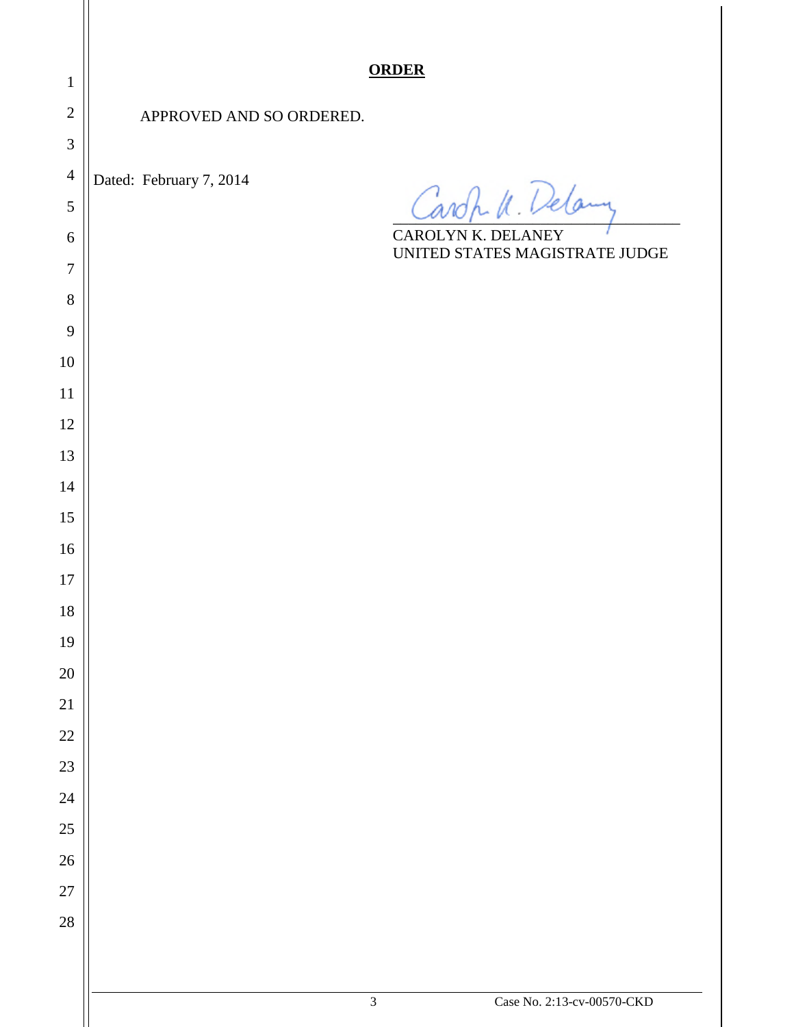## ORDER

APPROVED AND SO ORDERED.

Dated: February 7, 2014

CAROLYN K. DELANEY
UNITED STATES MAGISTRATE JUDGE